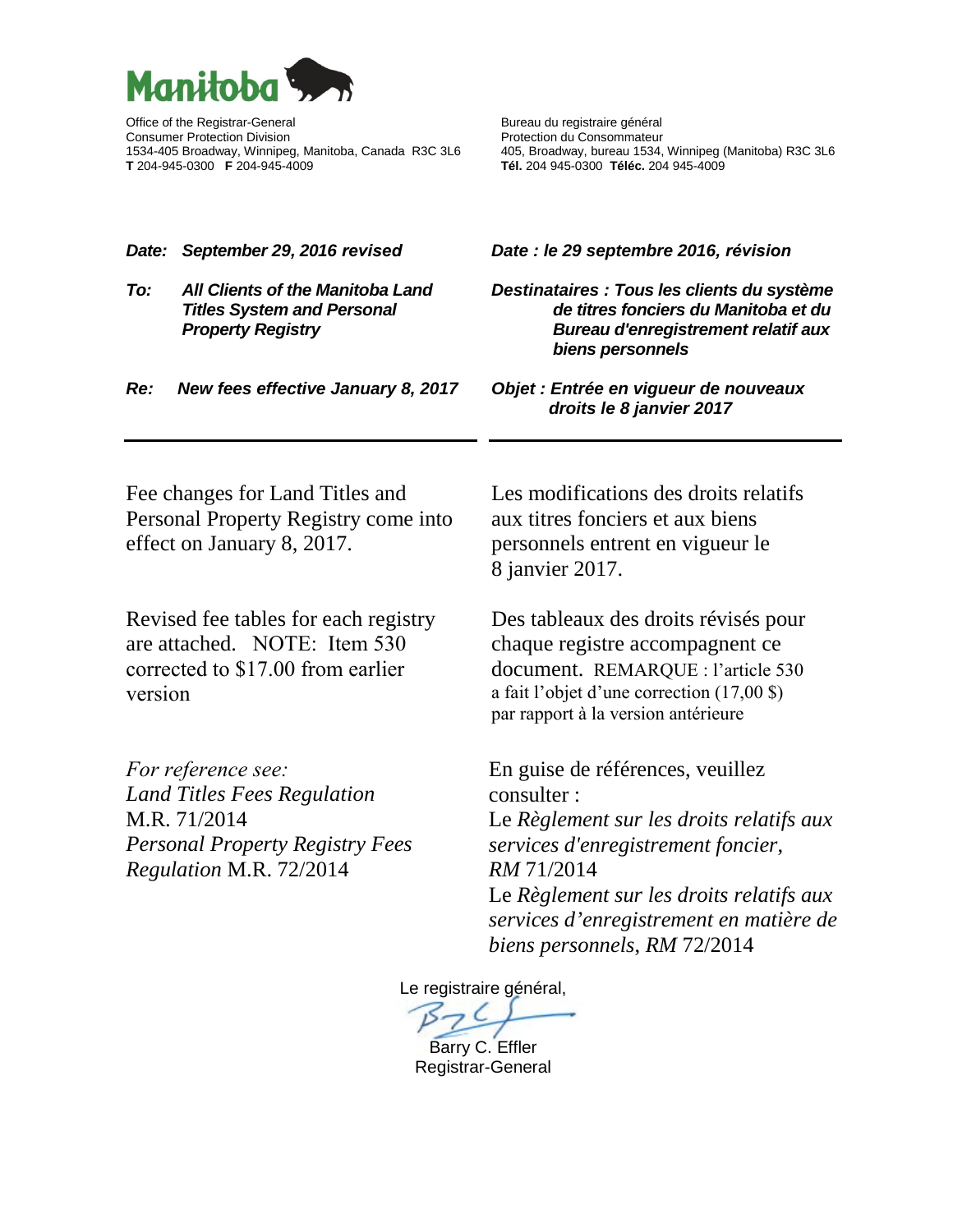Manitoba

Office of the Registrar-General
Consumer Protection Division
1534-405 Broadway, Winnipeg, Manitoba, Canada R3C 3L6
**T** 204-945-0300 **F** 204-945-4009

Bureau du registraire général
Protection du Consommateur
405, Broadway, bureau 1534, Winnipeg (Manitoba) R3C 3L6
**Tél.** 204 945-0300 **Téléc.** 204 945-4009

***Date: September 29, 2016 revised***

***To: All Clients of the Manitoba Land Titles System and Personal Property Registry***

***Re: New fees effective January 8, 2017***

Fee changes for Land Titles and Personal Property Registry come into effect on January 8, 2017.

Revised fee tables for each registry are attached. NOTE: Item 530 corrected to $17.00 from earlier version

*For reference see:*
*Land Titles Fees Regulation* M.R. 71/2014
*Personal Property Registry Fees Regulation* M.R. 72/2014

***Date : le 29 septembre 2016, révision***

***Destinataires : Tous les clients du système de titres fonciers du Manitoba et du Bureau d'enregistrement relatif aux biens personnels***

***Objet : Entrée en vigueur de nouveaux droits le 8 janvier 2017***

Les modifications des droits relatifs aux titres fonciers et aux biens personnels entrent en vigueur le 8 janvier 2017.

Des tableaux des droits révisés pour chaque registre accompagnent ce document. REMARQUE : l'article 530 a fait l'objet d'une correction (17,00 $) par rapport à la version antérieure

En guise de références, veuillez consulter :
Le *Règlement sur les droits relatifs aux services d'enregistrement foncier*, *RM* 71/2014
Le *Règlement sur les droits relatifs aux services d'enregistrement en matière de biens personnels*, *RM* 72/2014

Le registraire général,

Barry C. Effler
Registrar-General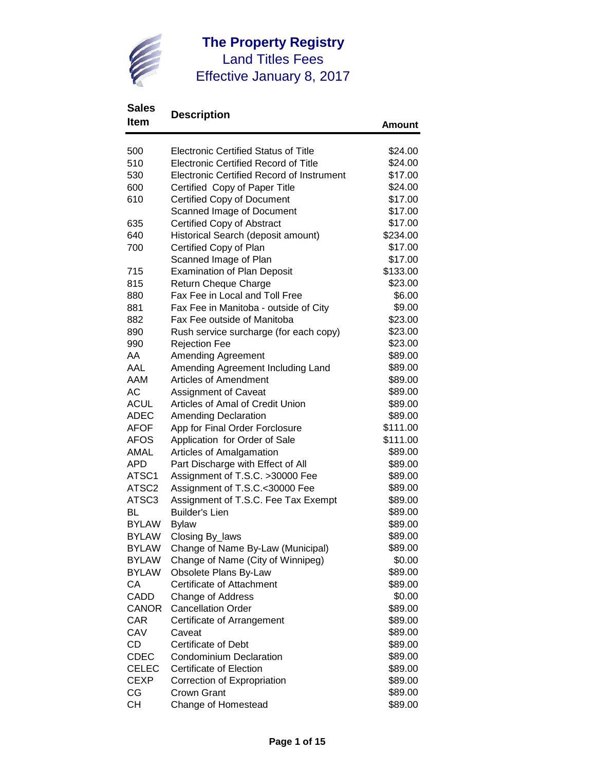# The Property Registry

## Land Titles Fees

## Effective January 8, 2017

| Sales Item | Description | Amount |
|---|---|---|
| 500 | Electronic Certified Status of Title | $24.00 |
| 510 | Electronic Certified Record of Title | $24.00 |
| 530 | Electronic Certified Record of Instrument | $17.00 |
| 600 | Certified  Copy of Paper Title | $24.00 |
| 610 | Certified Copy of Document | $17.00 |
| | Scanned Image of Document | $17.00 |
| 635 | Certified Copy of Abstract | $17.00 |
| 640 | Historical Search (deposit amount) | $234.00 |
| 700 | Certified Copy of Plan | $17.00 |
| | Scanned Image of Plan | $17.00 |
| 715 | Examination of Plan Deposit | $133.00 |
| 815 | Return Cheque Charge | $23.00 |
| 880 | Fax Fee in Local and Toll Free | $6.00 |
| 881 | Fax Fee in Manitoba - outside of City | $9.00 |
| 882 | Fax Fee outside of Manitoba | $23.00 |
| 890 | Rush service surcharge (for each copy) | $23.00 |
| 990 | Rejection Fee | $23.00 |
| AA | Amending Agreement | $89.00 |
| AAL | Amending Agreement Including Land | $89.00 |
| AAM | Articles of Amendment | $89.00 |
| AC | Assignment of Caveat | $89.00 |
| ACUL | Articles of Amal of Credit Union | $89.00 |
| ADEC | Amending Declaration | $89.00 |
| AFOF | App for Final Order Forclosure | $111.00 |
| AFOS | Application  for Order of Sale | $111.00 |
| AMAL | Articles of Amalgamation | $89.00 |
| APD | Part Discharge with Effect of All | $89.00 |
| ATSC1 | Assignment of T.S.C. >30000 Fee | $89.00 |
| ATSC2 | Assignment of T.S.C.<30000 Fee | $89.00 |
| ATSC3 | Assignment of T.S.C. Fee Tax Exempt | $89.00 |
| BL | Builder's Lien | $89.00 |
| BYLAW | Bylaw | $89.00 |
| BYLAW | Closing By_laws | $89.00 |
| BYLAW | Change of Name By-Law (Municipal) | $89.00 |
| BYLAW | Change of Name (City of Winnipeg) | $0.00 |
| BYLAW | Obsolete Plans By-Law | $89.00 |
| CA | Certificate of Attachment | $89.00 |
| CADD | Change of Address | $0.00 |
| CANOR | Cancellation Order | $89.00 |
| CAR | Certificate of Arrangement | $89.00 |
| CAV | Caveat | $89.00 |
| CD | Certificate of Debt | $89.00 |
| CDEC | Condominium Declaration | $89.00 |
| CELEC | Certificate of Election | $89.00 |
| CEXP | Correction of Expropriation | $89.00 |
| CG | Crown Grant | $89.00 |
| CH | Change of Homestead | $89.00 |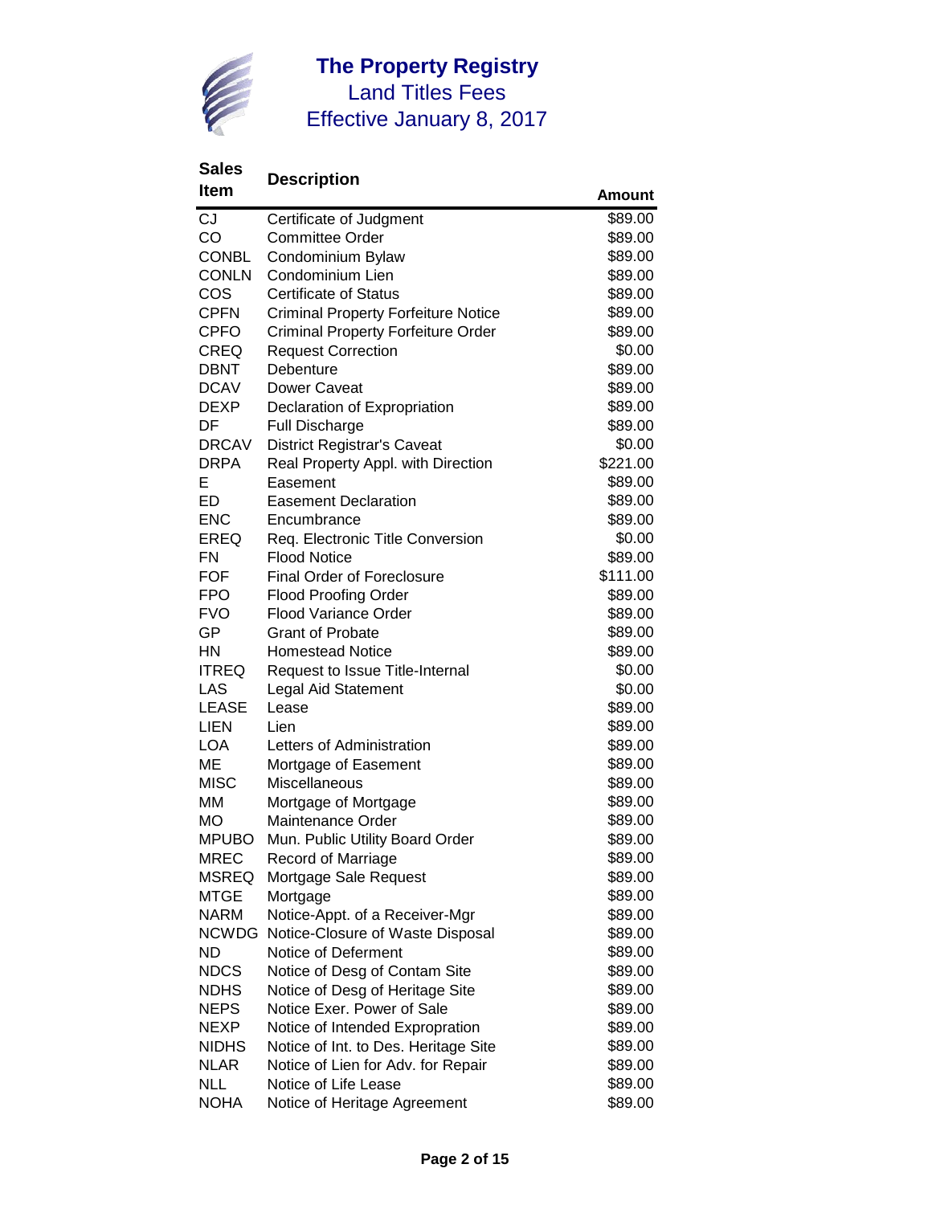# The Property Registry

## Land Titles Fees

## Effective January 8, 2017

| Sales Item | Description | Amount |
|---|---|---|
| CJ | Certificate of Judgment | $89.00 |
| CO | Committee Order | $89.00 |
| CONBL | Condominium Bylaw | $89.00 |
| CONLN | Condominium Lien | $89.00 |
| COS | Certificate of Status | $89.00 |
| CPFN | Criminal Property Forfeiture Notice | $89.00 |
| CPFO | Criminal Property Forfeiture Order | $89.00 |
| CREQ | Request Correction | $0.00 |
| DBNT | Debenture | $89.00 |
| DCAV | Dower Caveat | $89.00 |
| DEXP | Declaration of Expropriation | $89.00 |
| DF | Full Discharge | $89.00 |
| DRCAV | District Registrar's Caveat | $0.00 |
| DRPA | Real Property Appl. with Direction | $221.00 |
| E | Easement | $89.00 |
| ED | Easement Declaration | $89.00 |
| ENC | Encumbrance | $89.00 |
| EREQ | Req. Electronic Title Conversion | $0.00 |
| FN | Flood Notice | $89.00 |
| FOF | Final Order of Foreclosure | $111.00 |
| FPO | Flood Proofing Order | $89.00 |
| FVO | Flood Variance Order | $89.00 |
| GP | Grant of Probate | $89.00 |
| HN | Homestead Notice | $89.00 |
| ITREQ | Request to Issue Title-Internal | $0.00 |
| LAS | Legal Aid Statement | $0.00 |
| LEASE | Lease | $89.00 |
| LIEN | Lien | $89.00 |
| LOA | Letters of Administration | $89.00 |
| ME | Mortgage of Easement | $89.00 |
| MISC | Miscellaneous | $89.00 |
| MM | Mortgage of Mortgage | $89.00 |
| MO | Maintenance Order | $89.00 |
| MPUBO | Mun. Public Utility Board Order | $89.00 |
| MREC | Record of Marriage | $89.00 |
| MSREQ | Mortgage Sale Request | $89.00 |
| MTGE | Mortgage | $89.00 |
| NARM | Notice-Appt. of a Receiver-Mgr | $89.00 |
| NCWDG | Notice-Closure of Waste Disposal | $89.00 |
| ND | Notice of Deferment | $89.00 |
| NDCS | Notice of Desg of Contam Site | $89.00 |
| NDHS | Notice of Desg of Heritage Site | $89.00 |
| NEPS | Notice Exer. Power of Sale | $89.00 |
| NEXP | Notice of Intended Expropration | $89.00 |
| NIDHS | Notice of Int. to Des. Heritage Site | $89.00 |
| NLAR | Notice of Lien for Adv. for Repair | $89.00 |
| NLL | Notice of Life Lease | $89.00 |
| NOHA | Notice of Heritage Agreement | $89.00 |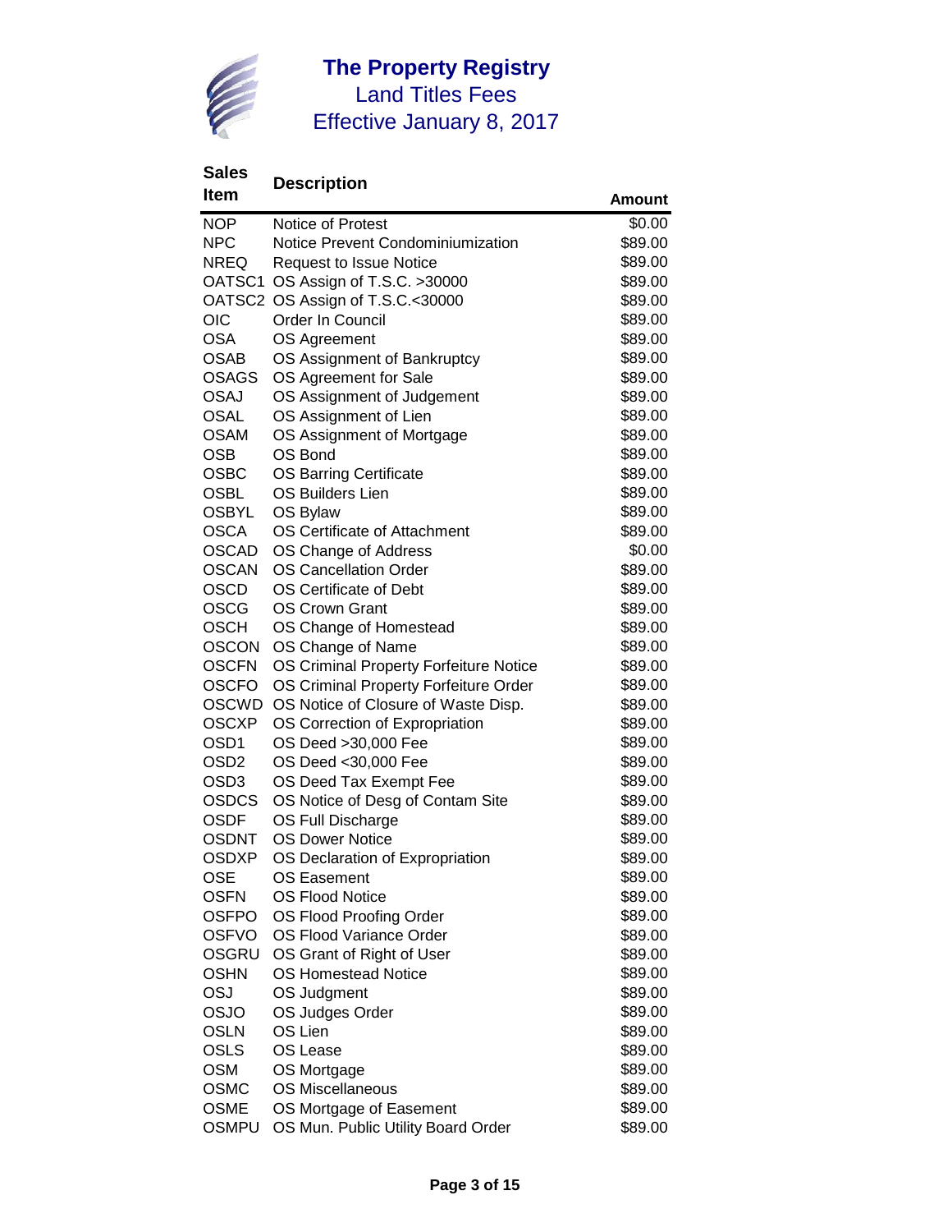# The Property Registry

## Land Titles Fees

## Effective January 8, 2017

| Sales Item | Description | Amount |
|---|---|---|
| NOP | Notice of Protest | $0.00 |
| NPC | Notice Prevent Condominiumization | $89.00 |
| NREQ | Request to Issue Notice | $89.00 |
| OATSC1 | OS Assign of T.S.C. >30000 | $89.00 |
| OATSC2 | OS Assign of T.S.C.<30000 | $89.00 |
| OIC | Order In Council | $89.00 |
| OSA | OS Agreement | $89.00 |
| OSAB | OS Assignment of Bankruptcy | $89.00 |
| OSAGS | OS Agreement for Sale | $89.00 |
| OSAJ | OS Assignment of Judgement | $89.00 |
| OSAL | OS Assignment of Lien | $89.00 |
| OSAM | OS Assignment of Mortgage | $89.00 |
| OSB | OS Bond | $89.00 |
| OSBC | OS Barring Certificate | $89.00 |
| OSBL | OS Builders Lien | $89.00 |
| OSBYL | OS Bylaw | $89.00 |
| OSCA | OS Certificate of Attachment | $89.00 |
| OSCAD | OS Change of Address | $0.00 |
| OSCAN | OS Cancellation Order | $89.00 |
| OSCD | OS Certificate of Debt | $89.00 |
| OSCG | OS Crown Grant | $89.00 |
| OSCH | OS Change of Homestead | $89.00 |
| OSCON | OS Change of Name | $89.00 |
| OSCFN | OS Criminal Property Forfeiture Notice | $89.00 |
| OSCFO | OS Criminal Property Forfeiture Order | $89.00 |
| OSCWD | OS Notice of Closure of Waste Disp. | $89.00 |
| OSCXP | OS Correction of Expropriation | $89.00 |
| OSD1 | OS Deed >30,000 Fee | $89.00 |
| OSD2 | OS Deed <30,000 Fee | $89.00 |
| OSD3 | OS Deed Tax Exempt Fee | $89.00 |
| OSDCS | OS Notice of Desg of Contam Site | $89.00 |
| OSDF | OS Full Discharge | $89.00 |
| OSDNT | OS Dower Notice | $89.00 |
| OSDXP | OS Declaration of Expropriation | $89.00 |
| OSE | OS Easement | $89.00 |
| OSFN | OS Flood Notice | $89.00 |
| OSFPO | OS Flood Proofing Order | $89.00 |
| OSFVO | OS Flood Variance Order | $89.00 |
| OSGRU | OS Grant of Right of User | $89.00 |
| OSHN | OS Homestead Notice | $89.00 |
| OSJ | OS Judgment | $89.00 |
| OSJO | OS Judges Order | $89.00 |
| OSLN | OS Lien | $89.00 |
| OSLS | OS Lease | $89.00 |
| OSM | OS Mortgage | $89.00 |
| OSMC | OS Miscellaneous | $89.00 |
| OSME | OS Mortgage of Easement | $89.00 |
| OSMPU | OS Mun. Public Utility Board Order | $89.00 |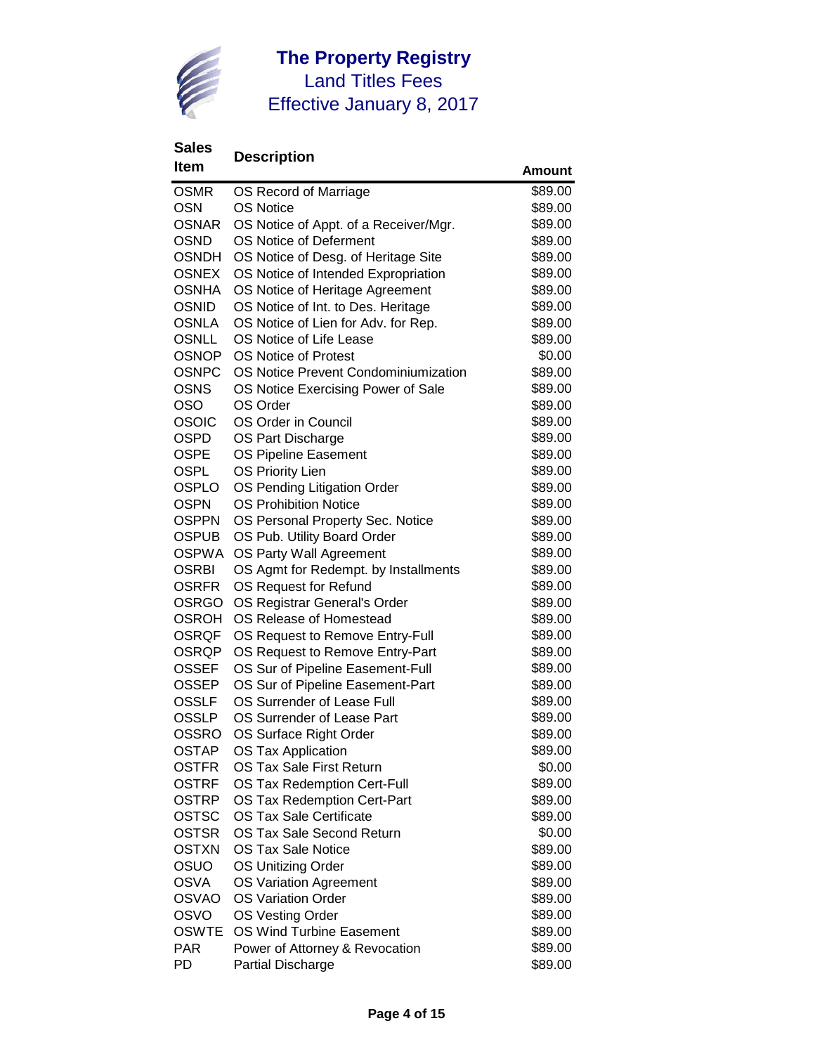# The Property Registry

## Land Titles Fees

## Effective January 8, 2017

| Sales Item | Description | Amount |
|---|---|---|
| OSMR | OS Record of Marriage | $89.00 |
| OSN | OS Notice | $89.00 |
| OSNAR | OS Notice of Appt. of a Receiver/Mgr. | $89.00 |
| OSND | OS Notice of Deferment | $89.00 |
| OSNDH | OS Notice of Desg. of Heritage Site | $89.00 |
| OSNEX | OS Notice of Intended Expropriation | $89.00 |
| OSNHA | OS Notice of Heritage Agreement | $89.00 |
| OSNID | OS Notice of Int. to Des. Heritage | $89.00 |
| OSNLA | OS Notice of Lien for Adv. for Rep. | $89.00 |
| OSNLL | OS Notice of Life Lease | $89.00 |
| OSNOP | OS Notice of Protest | $0.00 |
| OSNPC | OS Notice Prevent Condominiumization | $89.00 |
| OSNS | OS Notice Exercising Power of Sale | $89.00 |
| OSO | OS Order | $89.00 |
| OSOIC | OS Order in Council | $89.00 |
| OSPD | OS Part Discharge | $89.00 |
| OSPE | OS Pipeline Easement | $89.00 |
| OSPL | OS Priority Lien | $89.00 |
| OSPLO | OS Pending Litigation Order | $89.00 |
| OSPN | OS Prohibition Notice | $89.00 |
| OSPPN | OS Personal Property Sec. Notice | $89.00 |
| OSPUB | OS Pub. Utility Board Order | $89.00 |
| OSPWA | OS Party Wall Agreement | $89.00 |
| OSRBI | OS Agmt for Redempt. by Installments | $89.00 |
| OSRFR | OS Request for Refund | $89.00 |
| OSRGO | OS Registrar General's Order | $89.00 |
| OSROH | OS Release of Homestead | $89.00 |
| OSRQF | OS Request to Remove Entry-Full | $89.00 |
| OSRQP | OS Request to Remove Entry-Part | $89.00 |
| OSSEF | OS Sur of Pipeline Easement-Full | $89.00 |
| OSSEP | OS Sur of Pipeline Easement-Part | $89.00 |
| OSSLF | OS Surrender of Lease Full | $89.00 |
| OSSLP | OS Surrender of Lease Part | $89.00 |
| OSSRO | OS Surface Right Order | $89.00 |
| OSTAP | OS Tax Application | $89.00 |
| OSTFR | OS Tax Sale First Return | $0.00 |
| OSTRF | OS Tax Redemption Cert-Full | $89.00 |
| OSTRP | OS Tax Redemption Cert-Part | $89.00 |
| OSTSC | OS Tax Sale Certificate | $89.00 |
| OSTSR | OS Tax Sale Second Return | $0.00 |
| OSTXN | OS Tax Sale Notice | $89.00 |
| OSUO | OS Unitizing Order | $89.00 |
| OSVA | OS Variation Agreement | $89.00 |
| OSVAO | OS Variation Order | $89.00 |
| OSVO | OS Vesting Order | $89.00 |
| OSWTE | OS Wind Turbine Easement | $89.00 |
| PAR | Power of Attorney & Revocation | $89.00 |
| PD | Partial Discharge | $89.00 |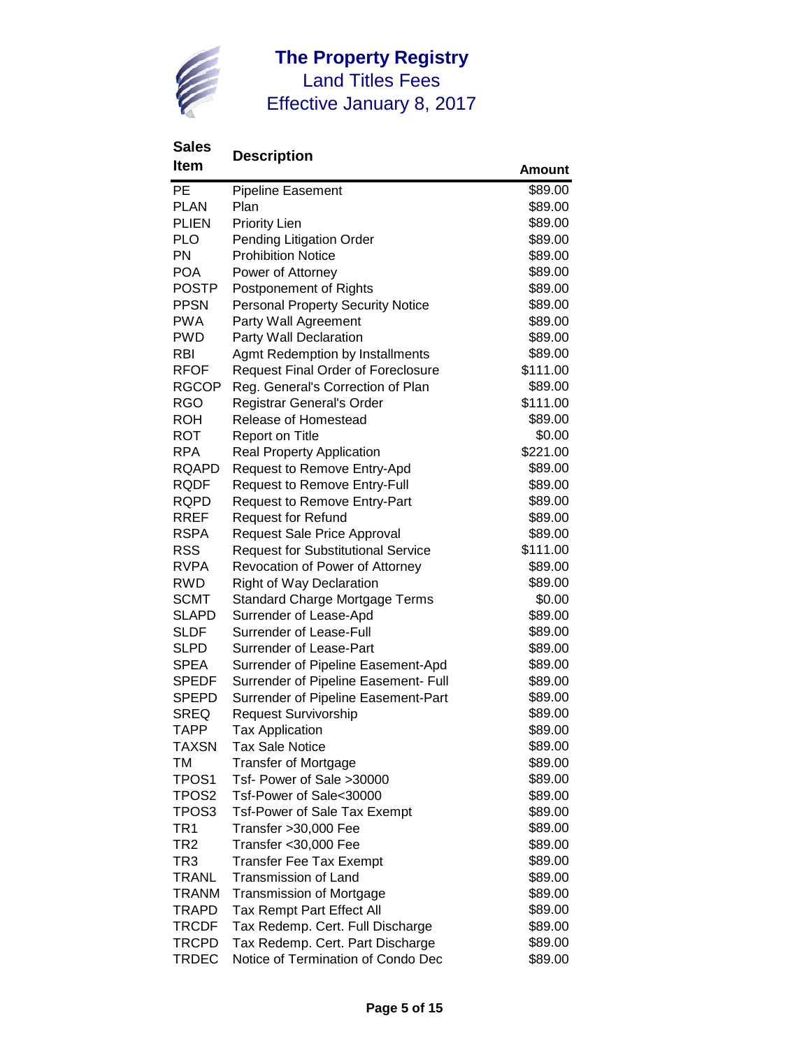# The Property Registry

## Land Titles Fees

## Effective January 8, 2017

| Sales Item | Description | Amount |
|---|---|---|
| PE | Pipeline Easement | $89.00 |
| PLAN | Plan | $89.00 |
| PLIEN | Priority Lien | $89.00 |
| PLO | Pending Litigation Order | $89.00 |
| PN | Prohibition Notice | $89.00 |
| POA | Power of Attorney | $89.00 |
| POSTP | Postponement of Rights | $89.00 |
| PPSN | Personal Property Security Notice | $89.00 |
| PWA | Party Wall Agreement | $89.00 |
| PWD | Party Wall Declaration | $89.00 |
| RBI | Agmt Redemption by Installments | $89.00 |
| RFOF | Request Final Order of Foreclosure | $111.00 |
| RGCOP | Reg. General's Correction of Plan | $89.00 |
| RGO | Registrar General's Order | $111.00 |
| ROH | Release of Homestead | $89.00 |
| ROT | Report on Title | $0.00 |
| RPA | Real Property Application | $221.00 |
| RQAPD | Request to Remove Entry-Apd | $89.00 |
| RQDF | Request to Remove Entry-Full | $89.00 |
| RQPD | Request to Remove Entry-Part | $89.00 |
| RREF | Request for Refund | $89.00 |
| RSPA | Request Sale Price Approval | $89.00 |
| RSS | Request for Substitutional Service | $111.00 |
| RVPA | Revocation of Power of Attorney | $89.00 |
| RWD | Right of Way Declaration | $89.00 |
| SCMT | Standard Charge Mortgage Terms | $0.00 |
| SLAPD | Surrender of Lease-Apd | $89.00 |
| SLDF | Surrender of Lease-Full | $89.00 |
| SLPD | Surrender of Lease-Part | $89.00 |
| SPEA | Surrender of Pipeline Easement-Apd | $89.00 |
| SPEDF | Surrender of Pipeline Easement- Full | $89.00 |
| SPEPD | Surrender of Pipeline Easement-Part | $89.00 |
| SREQ | Request Survivorship | $89.00 |
| TAPP | Tax Application | $89.00 |
| TAXSN | Tax Sale Notice | $89.00 |
| TM | Transfer of Mortgage | $89.00 |
| TPOS1 | Tsf- Power of Sale >30000 | $89.00 |
| TPOS2 | Tsf-Power of Sale<30000 | $89.00 |
| TPOS3 | Tsf-Power of Sale Tax Exempt | $89.00 |
| TR1 | Transfer >30,000 Fee | $89.00 |
| TR2 | Transfer <30,000 Fee | $89.00 |
| TR3 | Transfer Fee Tax Exempt | $89.00 |
| TRANL | Transmission of Land | $89.00 |
| TRANM | Transmission of Mortgage | $89.00 |
| TRAPD | Tax Rempt Part Effect All | $89.00 |
| TRCDF | Tax Redemp. Cert. Full Discharge | $89.00 |
| TRCPD | Tax Redemp. Cert. Part Discharge | $89.00 |
| TRDEC | Notice of Termination of Condo Dec | $89.00 |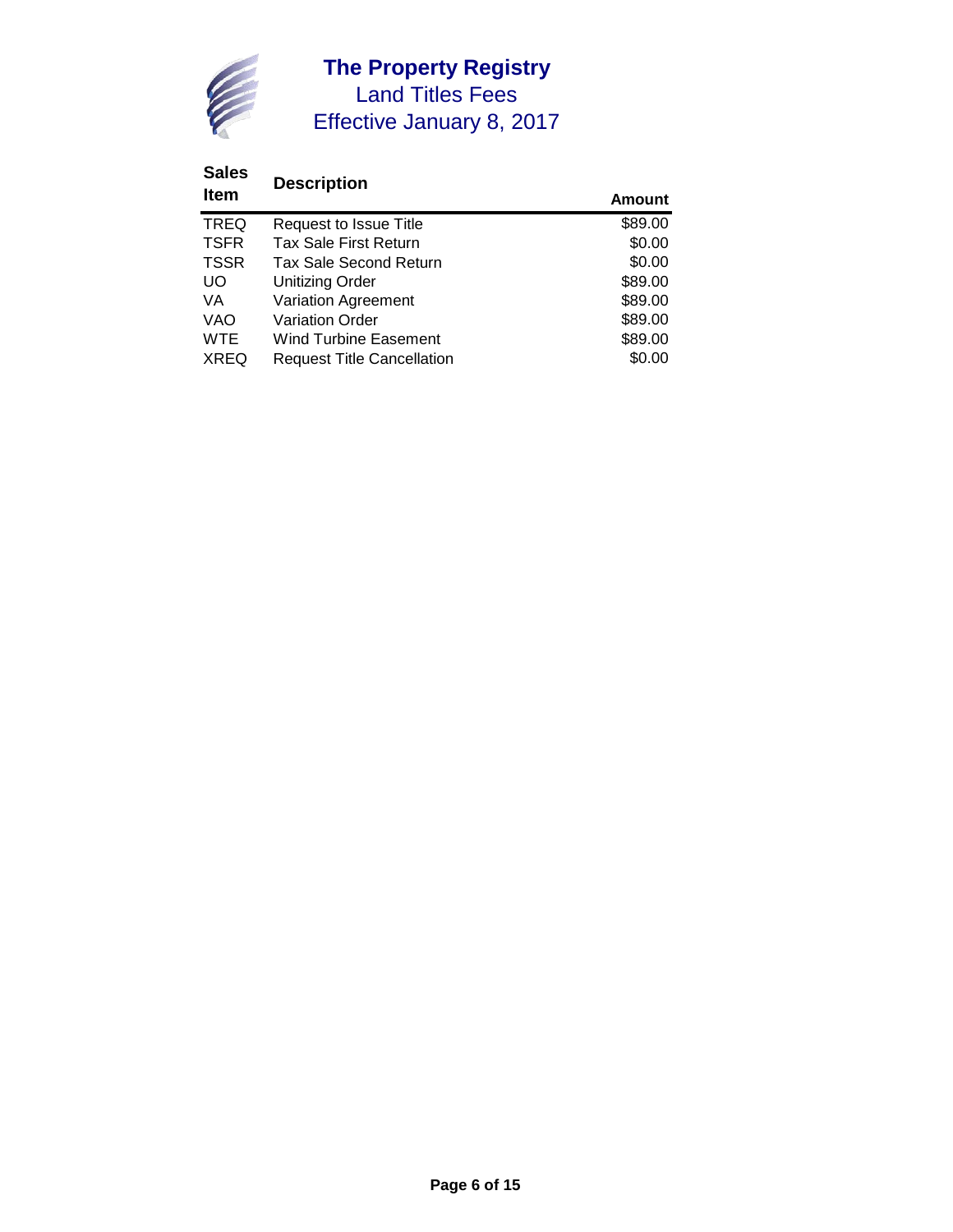# The Property Registry

## Land Titles Fees

## Effective January 8, 2017

| Sales Item | Description | Amount |
|---|---|---|
| TREQ | Request to Issue Title | $89.00 |
| TSFR | Tax Sale First Return | $0.00 |
| TSSR | Tax Sale Second Return | $0.00 |
| UO | Unitizing Order | $89.00 |
| VA | Variation Agreement | $89.00 |
| VAO | Variation Order | $89.00 |
| WTE | Wind Turbine Easement | $89.00 |
| XREQ | Request Title Cancellation | $0.00 |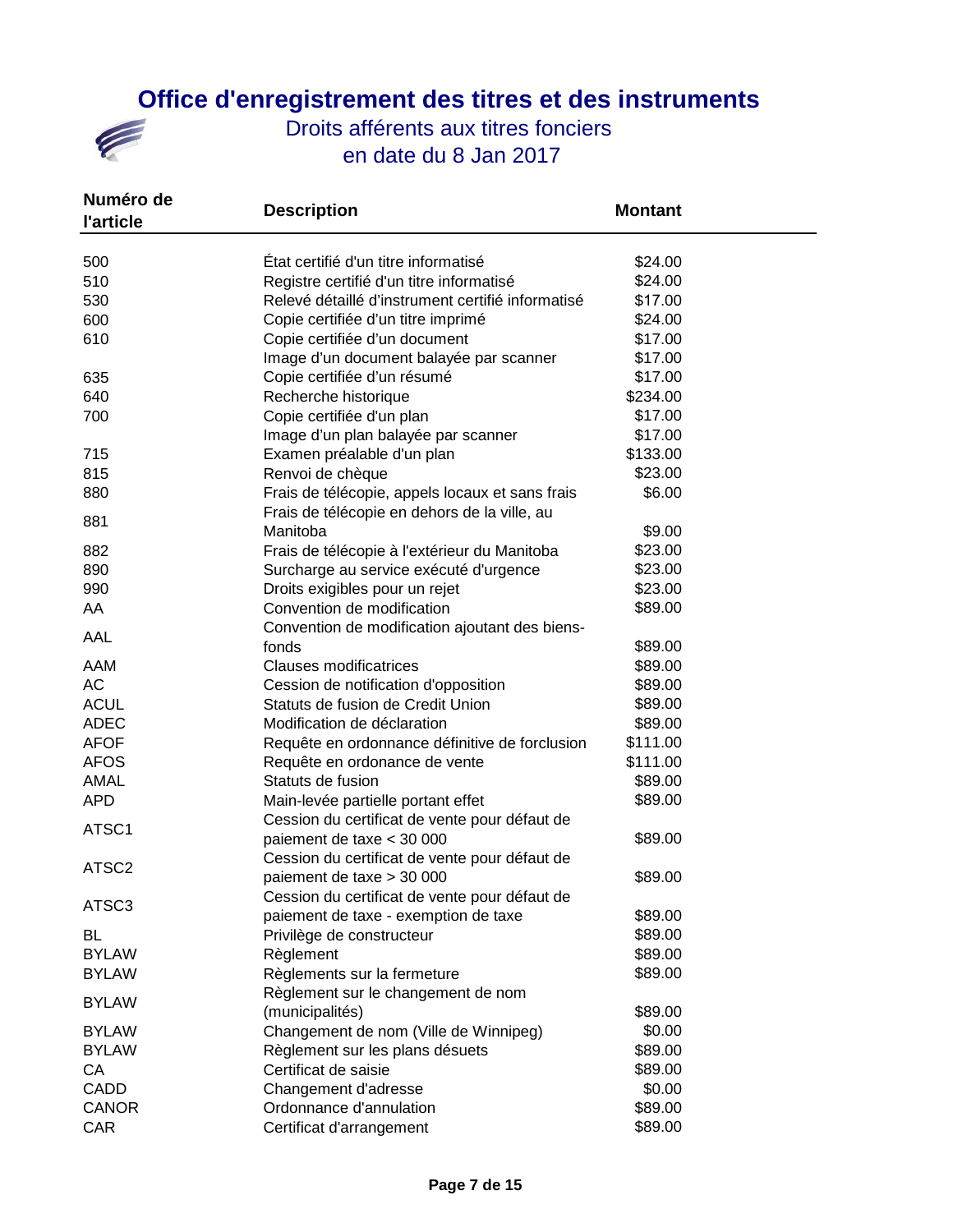# Office d'enregistrement des titres et des instruments

## Droits afférents aux titres fonciers
## en date du 8 Jan 2017

| Numéro de l'article | Description | Montant |
|---|---|---|
| 500 | État certifié d'un titre informatisé | $24.00 |
| 510 | Registre certifié d'un titre informatisé | $24.00 |
| 530 | Relevé détaillé d'instrument certifié informatisé | $17.00 |
| 600 | Copie certifiée d'un titre imprimé | $24.00 |
| 610 | Copie certifiée d'un document | $17.00 |
| | Image d'un document balayée par scanner | $17.00 |
| 635 | Copie certifiée d'un résumé | $17.00 |
| 640 | Recherche historique | $234.00 |
| 700 | Copie certifiée d'un plan | $17.00 |
| | Image d'un plan balayée par scanner | $17.00 |
| 715 | Examen préalable d'un plan | $133.00 |
| 815 | Renvoi de chèque | $23.00 |
| 880 | Frais de télécopie, appels locaux et sans frais | $6.00 |
| 881 | Frais de télécopie en dehors de la ville, au Manitoba | $9.00 |
| 882 | Frais de télécopie à l'extérieur du Manitoba | $23.00 |
| 890 | Surcharge au service exécuté d'urgence | $23.00 |
| 990 | Droits exigibles pour un rejet | $23.00 |
| AA | Convention de modification | $89.00 |
| AAL | Convention de modification ajoutant des biens-fonds | $89.00 |
| AAM | Clauses modificatrices | $89.00 |
| AC | Cession de notification d'opposition | $89.00 |
| ACUL | Statuts de fusion de Credit Union | $89.00 |
| ADEC | Modification de déclaration | $89.00 |
| AFOF | Requête en ordonnance définitive de forclusion | $111.00 |
| AFOS | Requête en ordonance de vente | $111.00 |
| AMAL | Statuts de fusion | $89.00 |
| APD | Main-levée partielle portant effet | $89.00 |
| ATSC1 | Cession du certificat de vente pour défaut de paiement de taxe < 30 000 | $89.00 |
| ATSC2 | Cession du certificat de vente pour défaut de paiement de taxe > 30 000 | $89.00 |
| ATSC3 | Cession du certificat de vente pour défaut de paiement de taxe - exemption de taxe | $89.00 |
| BL | Privilège de constructeur | $89.00 |
| BYLAW | Règlement | $89.00 |
| BYLAW | Règlements sur la fermeture | $89.00 |
| BYLAW | Règlement sur le changement de nom (municipalités) | $89.00 |
| BYLAW | Changement de nom (Ville de Winnipeg) | $0.00 |
| BYLAW | Règlement sur les plans désuets | $89.00 |
| CA | Certificat de saisie | $89.00 |
| CADD | Changement d'adresse | $0.00 |
| CANOR | Ordonnance d'annulation | $89.00 |
| CAR | Certificat d'arrangement | $89.00 |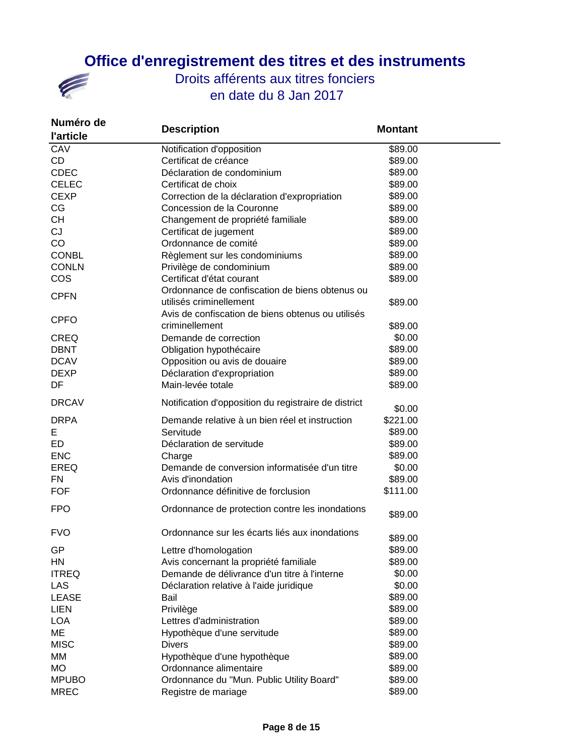# Office d'enregistrement des titres et des instruments

## Droits afférents aux titres fonciers
## en date du 8 Jan 2017

| Numéro de l'article | Description | Montant |
|---|---|---|
| CAV | Notification d'opposition | $89.00 |
| CD | Certificat de créance | $89.00 |
| CDEC | Déclaration de condominium | $89.00 |
| CELEC | Certificat de choix | $89.00 |
| CEXP | Correction de la déclaration d'expropriation | $89.00 |
| CG | Concession de la Couronne | $89.00 |
| CH | Changement de propriété familiale | $89.00 |
| CJ | Certificat de jugement | $89.00 |
| CO | Ordonnance de comité | $89.00 |
| CONBL | Règlement sur les condominiums | $89.00 |
| CONLN | Privilège de condominium | $89.00 |
| COS | Certificat d'état courant | $89.00 |
| CPFN | Ordonnance de confiscation de biens obtenus ou utilisés criminellement | $89.00 |
| CPFO | Avis de confiscation de biens obtenus ou utilisés criminellement | $89.00 |
| CREQ | Demande de correction | $0.00 |
| DBNT | Obligation hypothécaire | $89.00 |
| DCAV | Opposition ou avis de douaire | $89.00 |
| DEXP | Déclaration d'expropriation | $89.00 |
| DF | Main-levée totale | $89.00 |
| DRCAV | Notification d'opposition du registraire de district | $0.00 |
| DRPA | Demande relative à un bien réel et instruction | $221.00 |
| E | Servitude | $89.00 |
| ED | Déclaration de servitude | $89.00 |
| ENC | Charge | $89.00 |
| EREQ | Demande de conversion informatisée d'un titre | $0.00 |
| FN | Avis d'inondation | $89.00 |
| FOF | Ordonnance définitive de forclusion | $111.00 |
| FPO | Ordonnance de protection contre les inondations | $89.00 |
| FVO | Ordonnance sur les écarts liés aux inondations | $89.00 |
| GP | Lettre d'homologation | $89.00 |
| HN | Avis concernant la propriété familiale | $89.00 |
| ITREQ | Demande de délivrance d'un titre à l'interne | $0.00 |
| LAS | Déclaration relative à l'aide juridique | $0.00 |
| LEASE | Bail | $89.00 |
| LIEN | Privilège | $89.00 |
| LOA | Lettres d'administration | $89.00 |
| ME | Hypothèque d'une servitude | $89.00 |
| MISC | Divers | $89.00 |
| MM | Hypothèque d'une hypothèque | $89.00 |
| MO | Ordonnance alimentaire | $89.00 |
| MPUBO | Ordonnance du "Mun. Public Utility Board" | $89.00 |
| MREC | Registre de mariage | $89.00 |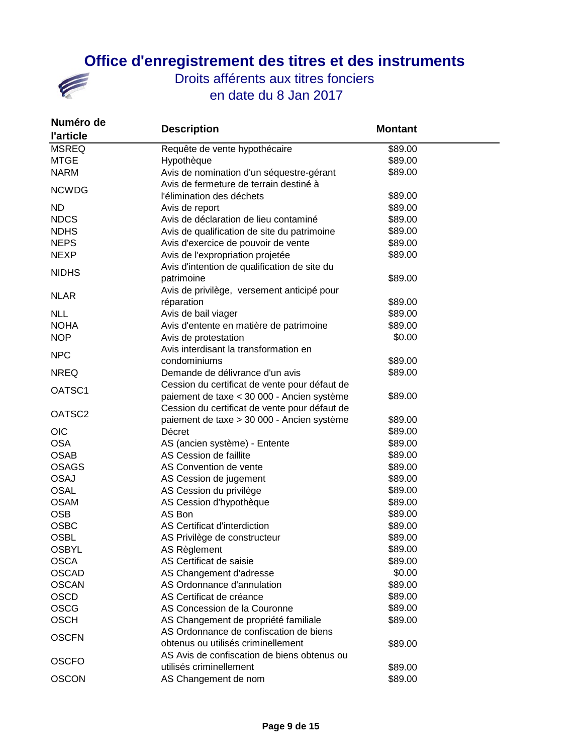# Office d'enregistrement des titres et des instruments

## Droits afférents aux titres fonciers

## en date du 8 Jan 2017

| Numéro de l'article | Description | Montant |
|---|---|---|
| MSREQ | Requête de vente hypothécaire | $89.00 |
| MTGE | Hypothèque | $89.00 |
| NARM | Avis de nomination d'un séquestre-gérant | $89.00 |
| NCWDG | Avis de fermeture de terrain destiné à l'élimination des déchets | $89.00 |
| ND | Avis de report | $89.00 |
| NDCS | Avis de déclaration de lieu contaminé | $89.00 |
| NDHS | Avis de qualification de site du patrimoine | $89.00 |
| NEPS | Avis d'exercice de pouvoir de vente | $89.00 |
| NEXP | Avis de l'expropriation projetée | $89.00 |
| NIDHS | Avis d'intention de qualification de site du patrimoine | $89.00 |
| NLAR | Avis de privilège, versement anticipé pour réparation | $89.00 |
| NLL | Avis de bail viager | $89.00 |
| NOHA | Avis d'entente en matière de patrimoine | $89.00 |
| NOP | Avis de protestation | $0.00 |
| NPC | Avis interdisant la transformation en condominiums | $89.00 |
| NREQ | Demande de délivrance d'un avis | $89.00 |
| OATSC1 | Cession du certificat de vente pour défaut de paiement de taxe < 30 000 - Ancien système | $89.00 |
| OATSC2 | Cession du certificat de vente pour défaut de paiement de taxe > 30 000 - Ancien système | $89.00 |
| OIC | Décret | $89.00 |
| OSA | AS (ancien système) - Entente | $89.00 |
| OSAB | AS Cession de faillite | $89.00 |
| OSAGS | AS Convention de vente | $89.00 |
| OSAJ | AS Cession de jugement | $89.00 |
| OSAL | AS Cession du privilège | $89.00 |
| OSAM | AS Cession d'hypothèque | $89.00 |
| OSB | AS Bon | $89.00 |
| OSBC | AS Certificat d'interdiction | $89.00 |
| OSBL | AS Privilège de constructeur | $89.00 |
| OSBYL | AS Règlement | $89.00 |
| OSCA | AS Certificat de saisie | $89.00 |
| OSCAD | AS Changement d'adresse | $0.00 |
| OSCAN | AS Ordonnance d'annulation | $89.00 |
| OSCD | AS Certificat de créance | $89.00 |
| OSCG | AS Concession de la Couronne | $89.00 |
| OSCH | AS Changement de propriété familiale | $89.00 |
| OSCFN | AS Ordonnance de confiscation de biens obtenus ou utilisés criminellement | $89.00 |
| OSCFO | AS Avis de confiscation de biens obtenus ou utilisés criminellement | $89.00 |
| OSCON | AS Changement de nom | $89.00 |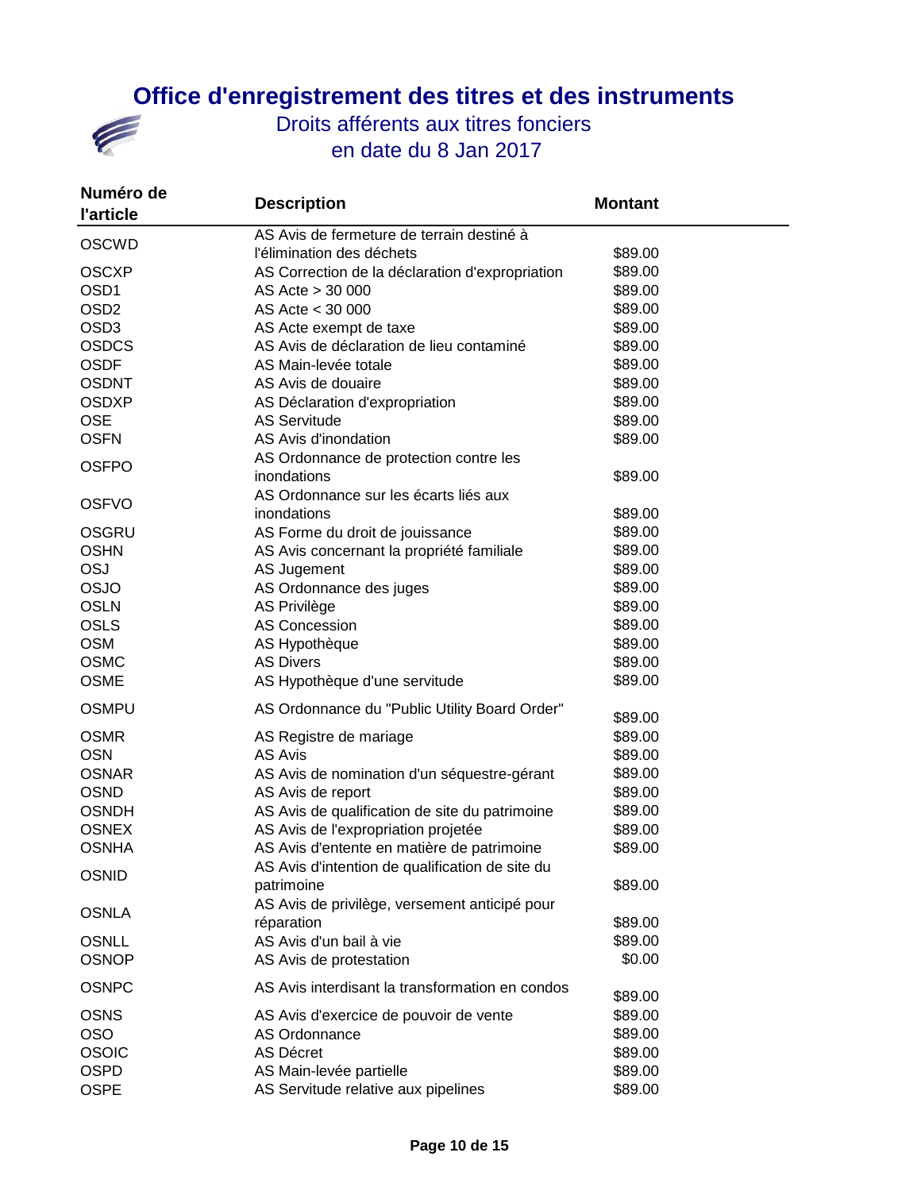# Office d'enregistrement des titres et des instruments

## Droits afférents aux titres fonciers

## en date du 8 Jan 2017

| Numéro de l'article | Description | Montant |
|---|---|---|
| OSCWD | AS Avis de fermeture de terrain destiné à l'élimination des déchets | $89.00 |
| OSCXP | AS Correction de la déclaration d'expropriation | $89.00 |
| OSD1 | AS Acte > 30 000 | $89.00 |
| OSD2 | AS Acte < 30 000 | $89.00 |
| OSD3 | AS Acte exempt de taxe | $89.00 |
| OSDCS | AS Avis de déclaration de lieu contaminé | $89.00 |
| OSDF | AS Main-levée totale | $89.00 |
| OSDNT | AS Avis de douaire | $89.00 |
| OSDXP | AS Déclaration d'expropriation | $89.00 |
| OSE | AS Servitude | $89.00 |
| OSFN | AS Avis d'inondation | $89.00 |
| OSFPO | AS Ordonnance de protection contre les inondations | $89.00 |
| OSFVO | AS Ordonnance sur les écarts liés aux inondations | $89.00 |
| OSGRU | AS Forme du droit de jouissance | $89.00 |
| OSHN | AS Avis concernant la propriété familiale | $89.00 |
| OSJ | AS Jugement | $89.00 |
| OSJO | AS Ordonnance des juges | $89.00 |
| OSLN | AS Privilège | $89.00 |
| OSLS | AS Concession | $89.00 |
| OSM | AS Hypothèque | $89.00 |
| OSMC | AS Divers | $89.00 |
| OSME | AS Hypothèque d'une servitude | $89.00 |
| OSMPU | AS Ordonnance du "Public Utility Board Order" | $89.00 |
| OSMR | AS Registre de mariage | $89.00 |
| OSN | AS Avis | $89.00 |
| OSNAR | AS Avis de nomination d'un séquestre-gérant | $89.00 |
| OSND | AS Avis de report | $89.00 |
| OSNDH | AS Avis de qualification de site du patrimoine | $89.00 |
| OSNEX | AS Avis de l'expropriation projetée | $89.00 |
| OSNHA | AS Avis d'entente en matière de patrimoine | $89.00 |
| OSNID | AS Avis d'intention de qualification de site du patrimoine | $89.00 |
| OSNLA | AS Avis de privilège, versement anticipé pour réparation | $89.00 |
| OSNLL | AS Avis d'un bail à vie | $89.00 |
| OSNOP | AS Avis de protestation | $0.00 |
| OSNPC | AS Avis interdisant la transformation en condos | $89.00 |
| OSNS | AS Avis d'exercice de pouvoir de vente | $89.00 |
| OSO | AS Ordonnance | $89.00 |
| OSOIC | AS Décret | $89.00 |
| OSPD | AS Main-levée partielle | $89.00 |
| OSPE | AS Servitude relative aux pipelines | $89.00 |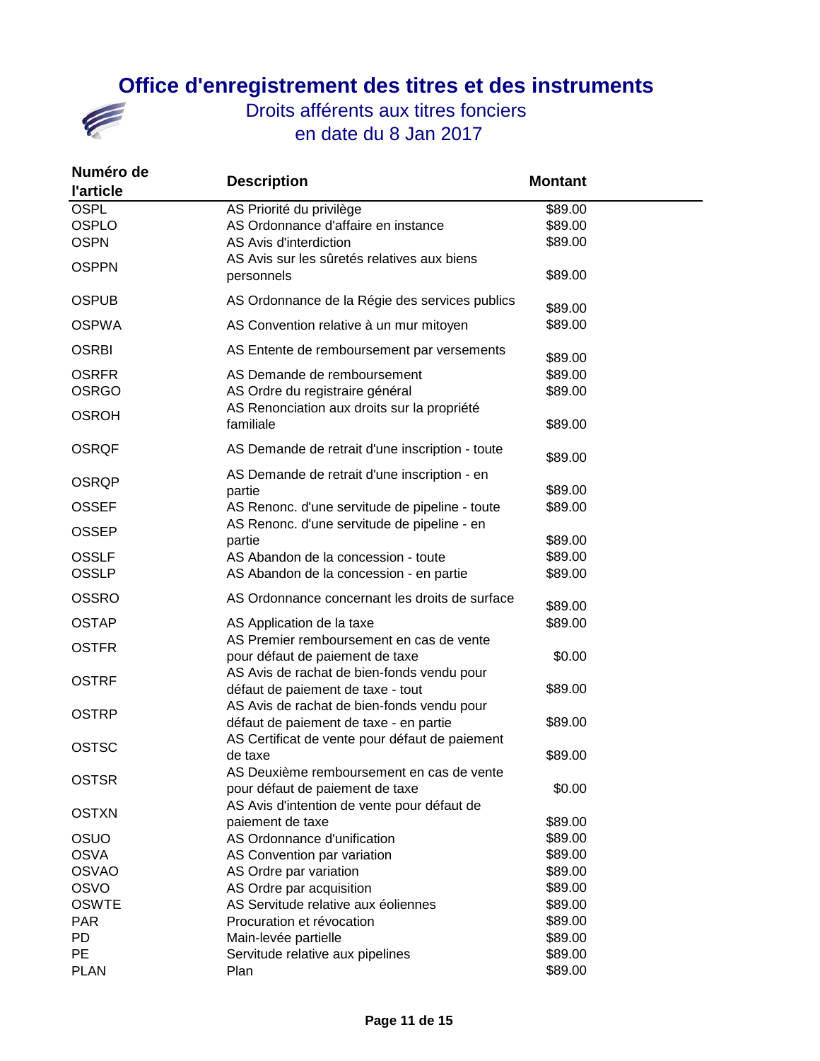# Office d'enregistrement des titres et des instruments

## Droits afférents aux titres fonciers

## en date du 8 Jan 2017

| Numéro de l'article | Description | Montant |
|---|---|---|
| OSPL | AS Priorité du privilège | $89.00 |
| OSPLO | AS Ordonnance d'affaire en instance | $89.00 |
| OSPN | AS Avis d'interdiction | $89.00 |
| OSPPN | AS Avis sur les sûretés relatives aux biens personnels | $89.00 |
| OSPUB | AS Ordonnance de la Régie des services publics | $89.00 |
| OSPWA | AS Convention relative à un mur mitoyen | $89.00 |
| OSRBI | AS Entente de remboursement par versements | $89.00 |
| OSRFR | AS Demande de remboursement | $89.00 |
| OSRGO | AS Ordre du registraire général | $89.00 |
| OSROH | AS Renonciation aux droits sur la propriété familiale | $89.00 |
| OSRQF | AS Demande de retrait d'une inscription - toute | $89.00 |
| OSRQP | AS Demande de retrait d'une inscription - en partie | $89.00 |
| OSSEF | AS Renonc. d'une servitude de pipeline - toute | $89.00 |
| OSSEP | AS Renonc. d'une servitude de pipeline - en partie | $89.00 |
| OSSLF | AS Abandon de la concession - toute | $89.00 |
| OSSLP | AS Abandon de la concession - en partie | $89.00 |
| OSSRO | AS Ordonnance concernant les droits de surface | $89.00 |
| OSTAP | AS Application de la taxe | $89.00 |
| OSTFR | AS Premier remboursement en cas de vente pour défaut de paiement de taxe | $0.00 |
| OSTRF | AS Avis de rachat de bien-fonds vendu pour défaut de paiement de taxe - tout | $89.00 |
| OSTRP | AS Avis de rachat de bien-fonds vendu pour défaut de paiement de taxe - en partie | $89.00 |
| OSTSC | AS Certificat de vente pour défaut de paiement de taxe | $89.00 |
| OSTSR | AS Deuxième remboursement en cas de vente pour défaut de paiement de taxe | $0.00 |
| OSTXN | AS Avis d'intention de vente pour défaut de paiement de taxe | $89.00 |
| OSUO | AS Ordonnance d'unification | $89.00 |
| OSVA | AS Convention par variation | $89.00 |
| OSVAO | AS Ordre par variation | $89.00 |
| OSVO | AS Ordre par acquisition | $89.00 |
| OSWTE | AS Servitude relative aux éoliennes | $89.00 |
| PAR | Procuration et révocation | $89.00 |
| PD | Main-levée partielle | $89.00 |
| PE | Servitude relative aux pipelines | $89.00 |
| PLAN | Plan | $89.00 |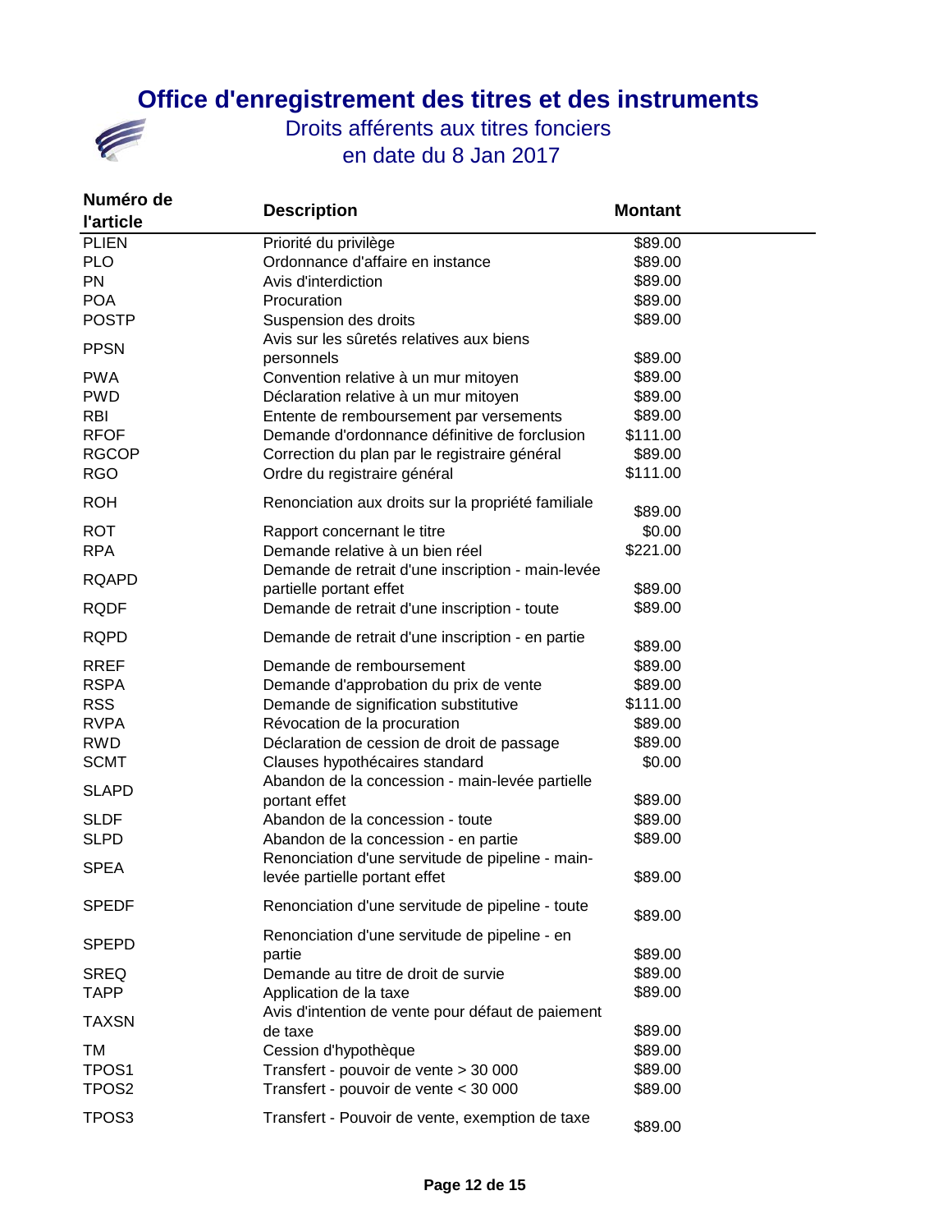# Office d'enregistrement des titres et des instruments

## Droits afférents aux titres fonciers

## en date du 8 Jan 2017

| Numéro de l'article | Description | Montant |
|---|---|---|
| PLIEN | Priorité du privilège | $89.00 |
| PLO | Ordonnance d'affaire en instance | $89.00 |
| PN | Avis d'interdiction | $89.00 |
| POA | Procuration | $89.00 |
| POSTP | Suspension des droits | $89.00 |
| PPSN | Avis sur les sûretés relatives aux biens personnels | $89.00 |
| PWA | Convention relative à un mur mitoyen | $89.00 |
| PWD | Déclaration relative à un mur mitoyen | $89.00 |
| RBI | Entente de remboursement par versements | $89.00 |
| RFOF | Demande d'ordonnance définitive de forclusion | $111.00 |
| RGCOP | Correction du plan par le registraire général | $89.00 |
| RGO | Ordre du registraire général | $111.00 |
| ROH | Renonciation aux droits sur la propriété familiale | $89.00 |
| ROT | Rapport concernant le titre | $0.00 |
| RPA | Demande relative à un bien réel | $221.00 |
| RQAPD | Demande de retrait d'une inscription - main-levée partielle portant effet | $89.00 |
| RQDF | Demande de retrait d'une inscription - toute | $89.00 |
| RQPD | Demande de retrait d'une inscription - en partie | $89.00 |
| RREF | Demande de remboursement | $89.00 |
| RSPA | Demande d'approbation du prix de vente | $89.00 |
| RSS | Demande de signification substitutive | $111.00 |
| RVPA | Révocation de la procuration | $89.00 |
| RWD | Déclaration de cession de droit de passage | $89.00 |
| SCMT | Clauses hypothécaires standard | $0.00 |
| SLAPD | Abandon de la concession - main-levée partielle portant effet | $89.00 |
| SLDF | Abandon de la concession - toute | $89.00 |
| SLPD | Abandon de la concession - en partie | $89.00 |
| SPEA | Renonciation d'une servitude de pipeline - main-levée partielle portant effet | $89.00 |
| SPEDF | Renonciation d'une servitude de pipeline - toute | $89.00 |
| SPEPD | Renonciation d'une servitude de pipeline - en partie | $89.00 |
| SREQ | Demande au titre de droit de survie | $89.00 |
| TAPP | Application de la taxe | $89.00 |
| TAXSN | Avis d'intention de vente pour défaut de paiement de taxe | $89.00 |
| TM | Cession d'hypothèque | $89.00 |
| TPOS1 | Transfert - pouvoir de vente > 30 000 | $89.00 |
| TPOS2 | Transfert - pouvoir de vente < 30 000 | $89.00 |
| TPOS3 | Transfert - Pouvoir de vente, exemption de taxe | $89.00 |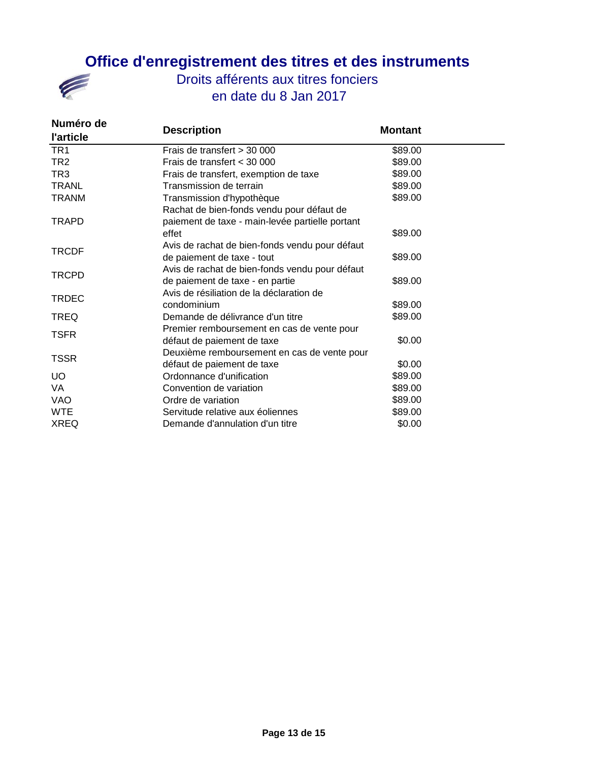# Office d'enregistrement des titres et des instruments

## Droits afférents aux titres fonciers
## en date du 8 Jan 2017

| Numéro de l'article | Description | Montant |
|---|---|---|
| TR1 | Frais de transfert > 30 000 | $89.00 |
| TR2 | Frais de transfert < 30 000 | $89.00 |
| TR3 | Frais de transfert, exemption de taxe | $89.00 |
| TRANL | Transmission de terrain | $89.00 |
| TRANM | Transmission d'hypothèque | $89.00 |
| TRAPD | Rachat de bien-fonds vendu pour défaut de paiement de taxe - main-levée partielle portant effet | $89.00 |
| TRCDF | Avis de rachat de bien-fonds vendu pour défaut de paiement de taxe - tout | $89.00 |
| TRCPD | Avis de rachat de bien-fonds vendu pour défaut de paiement de taxe - en partie | $89.00 |
| TRDEC | Avis de résiliation de la déclaration de condominium | $89.00 |
| TREQ | Demande de délivrance d'un titre | $89.00 |
| TSFR | Premier remboursement en cas de vente pour défaut de paiement de taxe | $0.00 |
| TSSR | Deuxième remboursement en cas de vente pour défaut de paiement de taxe | $0.00 |
| UO | Ordonnance d'unification | $89.00 |
| VA | Convention de variation | $89.00 |
| VAO | Ordre de variation | $89.00 |
| WTE | Servitude relative aux éoliennes | $89.00 |
| XREQ | Demande d'annulation d'un titre | $0.00 |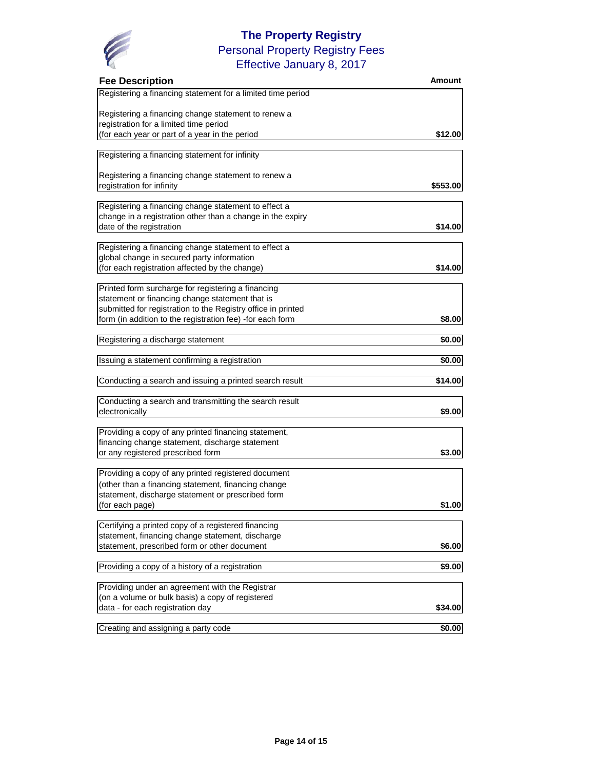# The Property Registry

## Personal Property Registry Fees

### Effective January 8, 2017

| Fee Description | Amount |
|---|---|
| Registering a financing statement for a limited time period<br><br>Registering a financing change statement to renew a registration for a limited time period (for each year or part of a year in the period | $12.00 |
| Registering a financing statement for infinity<br><br>Registering a financing change statement to renew a registration for infinity | $553.00 |
| Registering a financing change statement to effect a change in a registration other than a change in the expiry date of the registration | $14.00 |
| Registering a financing change statement to effect a global change in secured party information (for each registration affected by the change) | $14.00 |
| Printed form surcharge for registering a financing statement or financing change statement that is submitted for registration to the Registry office in printed form (in addition to the registration fee) -for each form | $8.00 |
| Registering a discharge statement | $0.00 |
| Issuing a statement confirming a registration | $0.00 |
| Conducting a search and issuing a printed search result | $14.00 |
| Conducting a search and transmitting the search result electronically | $9.00 |
| Providing a copy of any printed financing statement, financing change statement, discharge statement or any registered prescribed form | $3.00 |
| Providing a copy of any printed registered document (other than a financing statement, financing change statement, discharge statement or prescribed form (for each page) | $1.00 |
| Certifying a printed copy of a registered financing statement, financing change statement, discharge statement, prescribed form or other document | $6.00 |
| Providing a copy of a history of a registration | $9.00 |
| Providing under an agreement with the Registrar (on a volume or bulk basis) a copy of registered data - for each registration day | $34.00 |
| Creating and assigning a party code | $0.00 |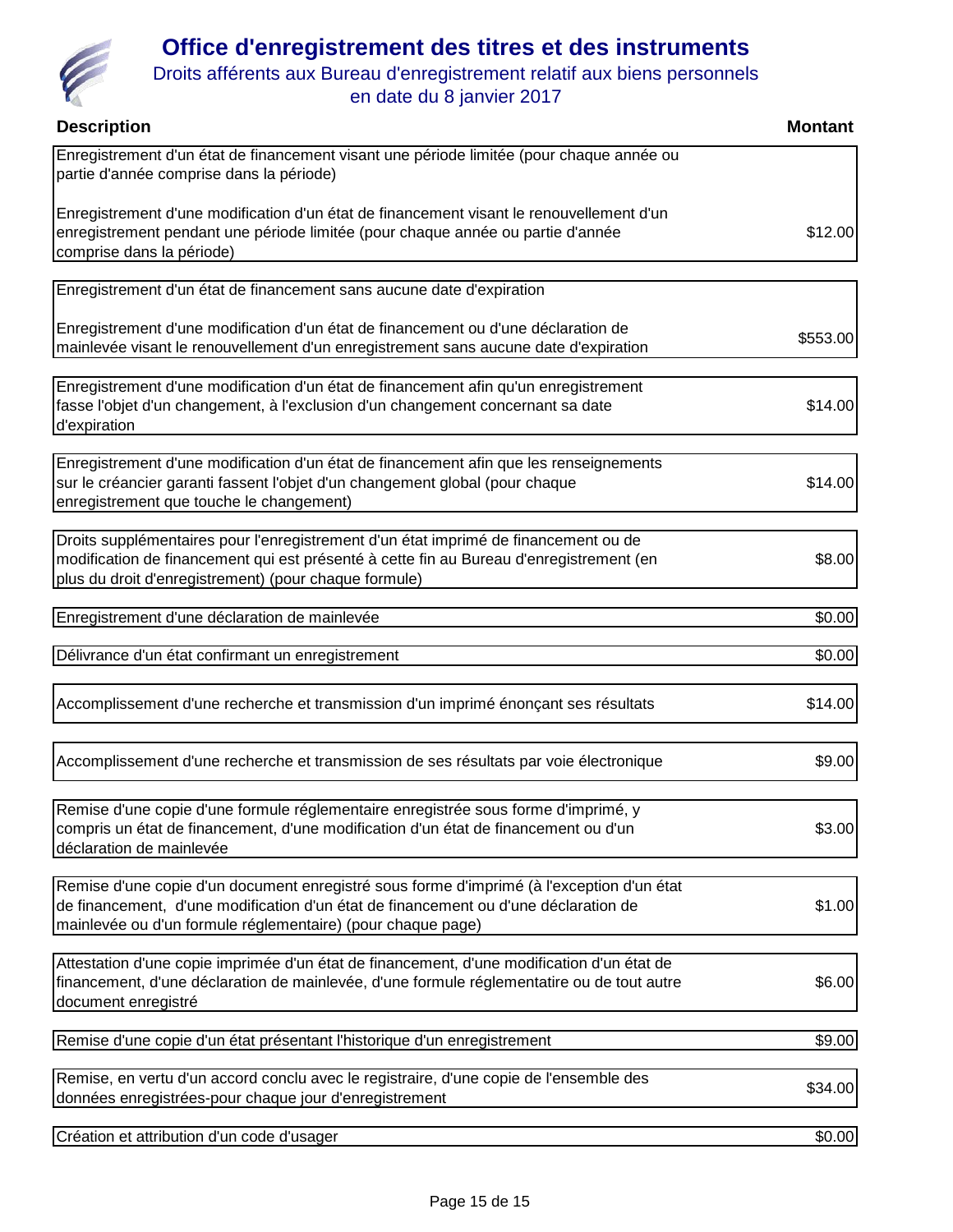# Office d'enregistrement des titres et des instruments

## Droits afférents aux Bureau d'enregistrement relatif aux biens personnels en date du 8 janvier 2017

| Description | Montant |
|---|---|
| Enregistrement d'un état de financement visant une période limitée (pour chaque année ou partie d'année comprise dans la période)<br><br>Enregistrement d'une modification d'un état de financement visant le renouvellement d'un enregistrement pendant une période limitée (pour chaque année ou partie d'année comprise dans la période) | $12.00 |
| Enregistrement d'un état de financement sans aucune date d'expiration<br><br>Enregistrement d'une modification d'un état de financement ou d'une déclaration de mainlevée visant le renouvellement d'un enregistrement sans aucune date d'expiration | $553.00 |
| Enregistrement d'une modification d'un état de financement afin qu'un enregistrement fasse l'objet d'un changement, à l'exclusion d'un changement concernant sa date d'expiration | $14.00 |
| Enregistrement d'une modification d'un état de financement afin que les renseignements sur le créancier garanti fassent l'objet d'un changement global (pour chaque enregistrement que touche le changement) | $14.00 |
| Droits supplémentaires pour l'enregistrement d'un état imprimé de financement ou de modification de financement qui est présenté à cette fin au Bureau d'enregistrement (en plus du droit d'enregistrement) (pour chaque formule) | $8.00 |
| Enregistrement d'une déclaration de mainlevée | $0.00 |
| Délivrance d'un état confirmant un enregistrement | $0.00 |
| Accomplissement d'une recherche et transmission d'un imprimé énonçant ses résultats | $14.00 |
| Accomplissement d'une recherche et transmission de ses résultats par voie électronique | $9.00 |
| Remise d'une copie d'une formule réglementaire enregistrée sous forme d'imprimé, y compris un état de financement, d'une modification d'un état de financement ou d'un déclaration de mainlevée | $3.00 |
| Remise d'une copie d'un document enregistré sous forme d'imprimé (à l'exception d'un état de financement, d'une modification d'un état de financement ou d'une déclaration de mainlevée ou d'un formule réglementaire) (pour chaque page) | $1.00 |
| Attestation d'une copie imprimée d'un état de financement, d'une modification d'un état de financement, d'une déclaration de mainlevée, d'une formule réglementaire ou de tout autre document enregistré | $6.00 |
| Remise d'une copie d'un état présentant l'historique d'un enregistrement | $9.00 |
| Remise, en vertu d'un accord conclu avec le registraire, d'une copie de l'ensemble des données enregistrées-pour chaque jour d'enregistrement | $34.00 |
| Création et attribution d'un code d'usager | $0.00 |